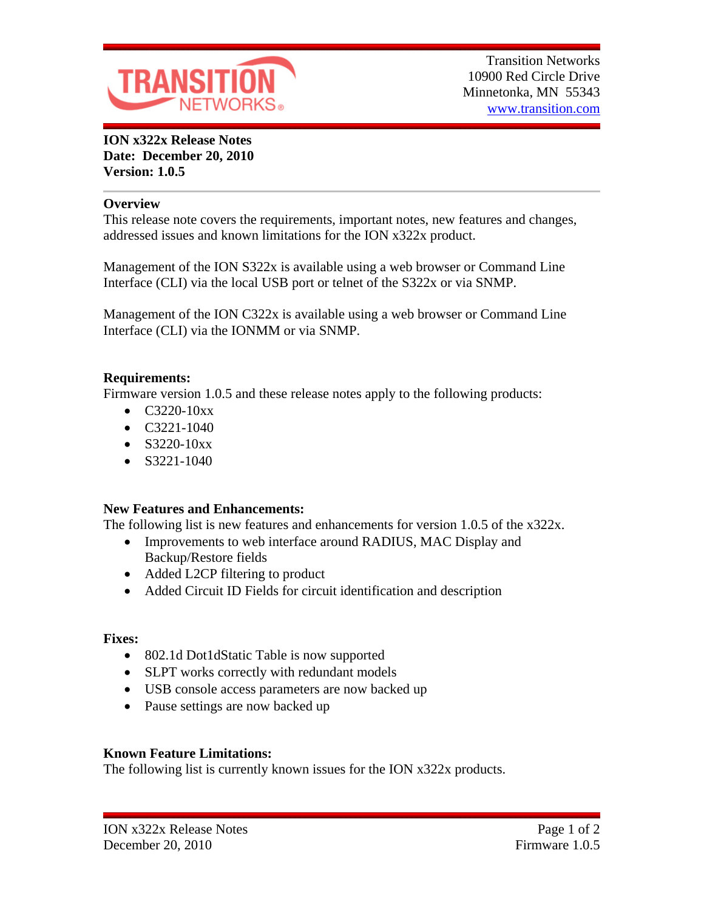TRANSITION NETWORKS

Transition Networks
10900 Red Circle Drive
Minnetonka, MN 55343
www.transition.com

**ION x322x Release Notes**
**Date: December 20, 2010**
**Version: 1.0.5**

## Overview

This release note covers the requirements, important notes, new features and changes, addressed issues and known limitations for the ION x322x product.

Management of the ION S322x is available using a web browser or Command Line Interface (CLI) via the local USB port or telnet of the S322x or via SNMP.

Management of the ION C322x is available using a web browser or Command Line Interface (CLI) via the IONMM or via SNMP.

## Requirements:

Firmware version 1.0.5 and these release notes apply to the following products:

- C3220-10xx
- C3221-1040
- S3220-10xx
- S3221-1040

## New Features and Enhancements:

The following list is new features and enhancements for version 1.0.5 of the x322x.

- Improvements to web interface around RADIUS, MAC Display and Backup/Restore fields
- Added L2CP filtering to product
- Added Circuit ID Fields for circuit identification and description

## Fixes:

- 802.1d Dot1dStatic Table is now supported
- SLPT works correctly with redundant models
- USB console access parameters are now backed up
- Pause settings are now backed up

## Known Feature Limitations:

The following list is currently known issues for the ION x322x products.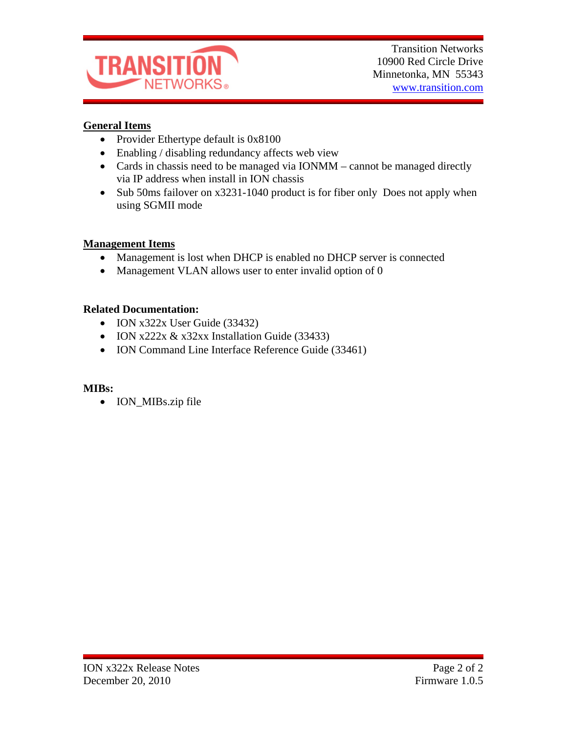## General Items

- Provider Ethertype default is 0x8100
- Enabling / disabling redundancy affects web view
- Cards in chassis need to be managed via IONMM – cannot be managed directly via IP address when install in ION chassis
- Sub 50ms failover on x3231-1040 product is for fiber only  Does not apply when using SGMII mode

## Management Items

- Management is lost when DHCP is enabled no DHCP server is connected
- Management VLAN allows user to enter invalid option of 0

**Related Documentation:**

- ION x322x User Guide (33432)
- ION x222x & x32xx Installation Guide (33433)
- ION Command Line Interface Reference Guide (33461)

**MIBs:**

- ION_MIBs.zip file